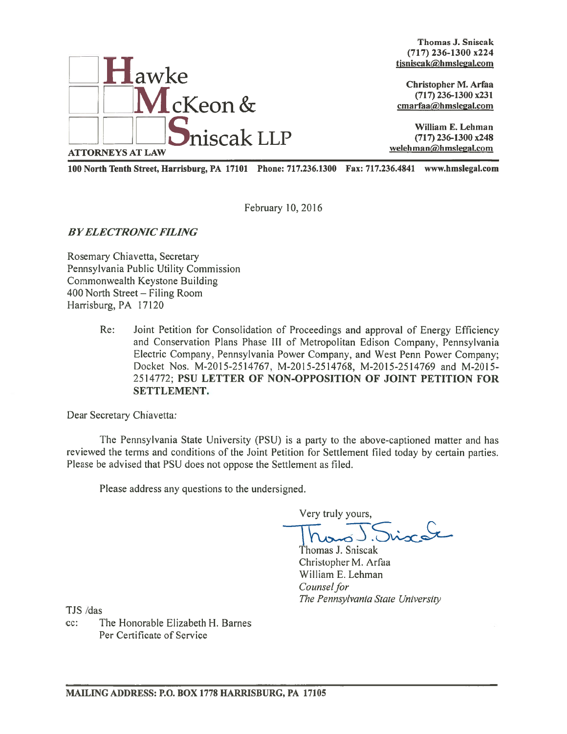**Hawke McKeon & Sniscak LLP**
ATTORNEYS AT LAW

**Thomas J. Sniscak**
**(717) 236-1300 x224**
**tjsniscak@hmslegal.com**

**Christopher M. Arfaa**
**(717) 236-1300 x231**
**cmarfaa@hmslegal.com**

**William E. Lehman**
**(717) 236-1300 x248**
**welehman@hmslegal.com**

**100 North Tenth Street, Harrisburg, PA 17101 Phone: 717.236.1300 Fax: 717.236.4841 www.hmslegal.com**

February 10, 2016

***BY ELECTRONIC FILING***

Rosemary Chiavetta, Secretary
Pennsylvania Public Utility Commission
Commonwealth Keystone Building
400 North Street – Filing Room
Harrisburg, PA 17120

Re: Joint Petition for Consolidation of Proceedings and approval of Energy Efficiency and Conservation Plans Phase III of Metropolitan Edison Company, Pennsylvania Electric Company, Pennsylvania Power Company, and West Penn Power Company; Docket Nos. M-2015-2514767, M-2015-2514768, M-2015-2514769 and M-2015-2514772; **PSU LETTER OF NON-OPPOSITION OF JOINT PETITION FOR SETTLEMENT.**

Dear Secretary Chiavetta:

The Pennsylvania State University (PSU) is a party to the above-captioned matter and has reviewed the terms and conditions of the Joint Petition for Settlement filed today by certain parties. Please be advised that PSU does not oppose the Settlement as filed.

Please address any questions to the undersigned.

Very truly yours,

Thomas J. Sniscak
Christopher M. Arfaa
William E. Lehman
*Counsel for*
*The Pennsylvania State University*

TJS /das
cc: The Honorable Elizabeth H. Barnes
Per Certificate of Service

**MAILING ADDRESS: P.O. BOX 1778 HARRISBURG, PA 17105**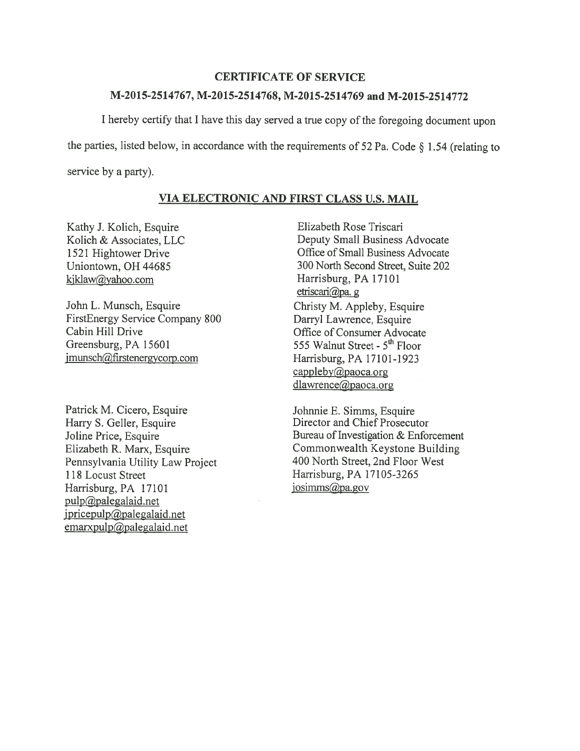## CERTIFICATE OF SERVICE

### M-2015-2514767, M-2015-2514768, M-2015-2514769 and M-2015-2514772

I hereby certify that I have this day served a true copy of the foregoing document upon the parties, listed below, in accordance with the requirements of 52 Pa. Code § 1.54 (relating to service by a party).

**VIA ELECTRONIC AND FIRST CLASS U.S. MAIL**

Kathy J. Kolich, Esquire
Kolich & Associates, LLC
1521 Hightower Drive
Uniontown, OH 44685
kjklaw@yahoo.com

John L. Munsch, Esquire
FirstEnergy Service Company 800
Cabin Hill Drive
Greensburg, PA 15601
jmunsch@firstenergycorp.com

Patrick M. Cicero, Esquire
Harry S. Geller, Esquire
Joline Price, Esquire
Elizabeth R. Marx, Esquire
Pennsylvania Utility Law Project
118 Locust Street
Harrisburg, PA 17101
pulp@palegalaid.net
jpricepulp@palegalaid.net
emarxpulp@palegalaid.net

Elizabeth Rose Triscari
Deputy Small Business Advocate
Office of Small Business Advocate
300 North Second Street, Suite 202
Harrisburg, PA 17101
etriscari@pa. g

Christy M. Appleby, Esquire
Darryl Lawrence, Esquire
Office of Consumer Advocate
555 Walnut Street - 5th Floor
Harrisburg, PA 17101-1923
cappleby@paoca.org
dlawrence@paoca.org

Johnnie E. Simms, Esquire
Director and Chief Prosecutor
Bureau of Investigation & Enforcement
Commonwealth Keystone Building
400 North Street, 2nd Floor West
Harrisburg, PA 17105-3265
josimms@pa.gov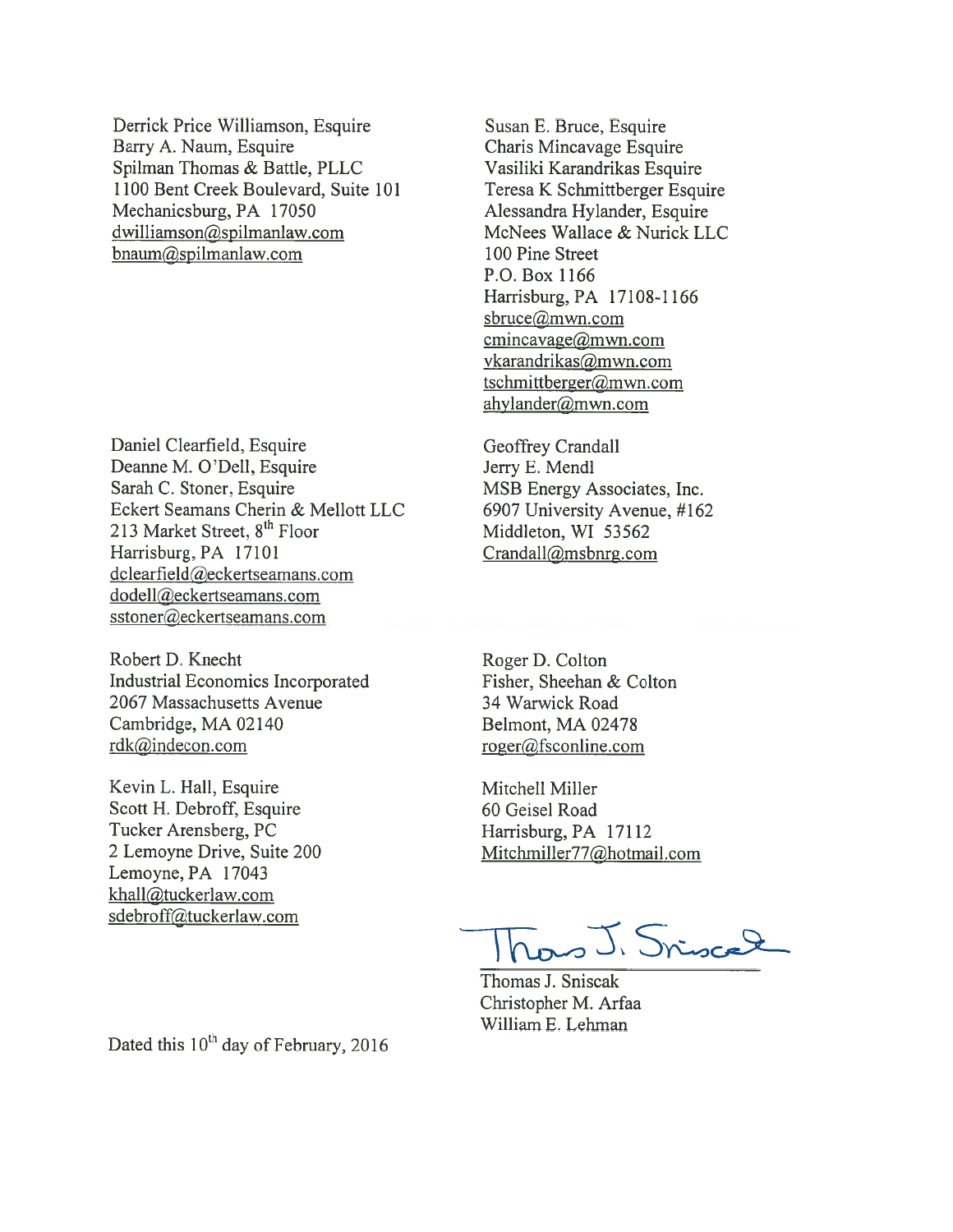Derrick Price Williamson, Esquire
Barry A. Naum, Esquire
Spilman Thomas & Battle, PLLC
1100 Bent Creek Boulevard, Suite 101
Mechanicsburg, PA 17050
dwilliamson@spilmanlaw.com
bnaum@spilmanlaw.com

Susan E. Bruce, Esquire
Charis Mincavage Esquire
Vasiliki Karandrikas Esquire
Teresa K Schmittberger Esquire
Alessandra Hylander, Esquire
McNees Wallace & Nurick LLC
100 Pine Street
P.O. Box 1166
Harrisburg, PA 17108-1166
sbruce@mwn.com
cmincavage@mwn.com
vkarandrikas@mwn.com
tschmittberger@mwn.com
ahylander@mwn.com

Daniel Clearfield, Esquire
Deanne M. O'Dell, Esquire
Sarah C. Stoner, Esquire
Eckert Seamans Cherin & Mellott LLC
213 Market Street, 8th Floor
Harrisburg, PA 17101
dclearfield@eckertseamans.com
dodell@eckertseamans.com
sstoner@eckertseamans.com

Geoffrey Crandall
Jerry E. Mendl
MSB Energy Associates, Inc.
6907 University Avenue, #162
Middleton, WI 53562
Crandall@msbnrg.com

Robert D. Knecht
Industrial Economics Incorporated
2067 Massachusetts Avenue
Cambridge, MA 02140
rdk@indecon.com

Roger D. Colton
Fisher, Sheehan & Colton
34 Warwick Road
Belmont, MA 02478
roger@fsconline.com

Kevin L. Hall, Esquire
Scott H. Debroff, Esquire
Tucker Arensberg, PC
2 Lemoyne Drive, Suite 200
Lemoyne, PA 17043
khall@tuckerlaw.com
sdebroff@tuckerlaw.com

Mitchell Miller
60 Geisel Road
Harrisburg, PA 17112
Mitchmiller77@hotmail.com

Thomas J. Sniscak
Christopher M. Arfaa
William E. Lehman

Dated this 10th day of February, 2016